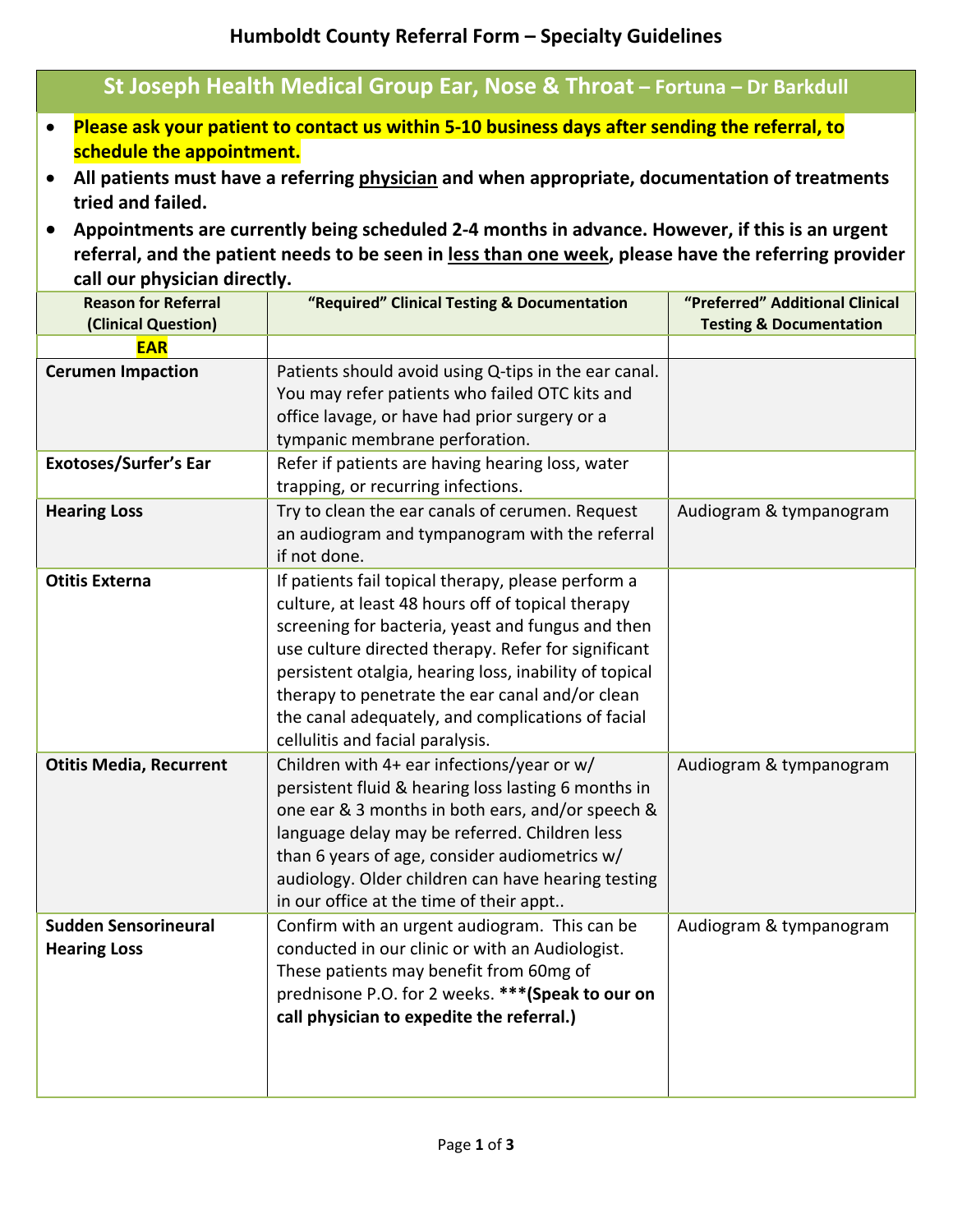# Humboldt County Referral Form – Specialty Guidelines

## St Joseph Health Medical Group Ear, Nose & Throat – Fortuna – Dr Barkdull

- **Please ask your patient to contact us within 5-10 business days after sending the referral, to schedule the appointment.**
- **All patients must have a referring physician and when appropriate, documentation of treatments tried and failed.**
- **Appointments are currently being scheduled 2-4 months in advance. However, if this is an urgent referral, and the patient needs to be seen in less than one week, please have the referring provider call our physician directly.**

| Reason for Referral (Clinical Question) | "Required" Clinical Testing & Documentation | "Preferred" Additional Clinical Testing & Documentation |
|---|---|---|
| **EAR** | | |
| **Cerumen Impaction** | Patients should avoid using Q-tips in the ear canal. You may refer patients who failed OTC kits and office lavage, or have had prior surgery or a tympanic membrane perforation. | |
| **Exotoses/Surfer's Ear** | Refer if patients are having hearing loss, water trapping, or recurring infections. | |
| **Hearing Loss** | Try to clean the ear canals of cerumen. Request an audiogram and tympanogram with the referral if not done. | Audiogram & tympanogram |
| **Otitis Externa** | If patients fail topical therapy, please perform a culture, at least 48 hours off of topical therapy screening for bacteria, yeast and fungus and then use culture directed therapy. Refer for significant persistent otalgia, hearing loss, inability of topical therapy to penetrate the ear canal and/or clean the canal adequately, and complications of facial cellulitis and facial paralysis. | |
| **Otitis Media, Recurrent** | Children with 4+ ear infections/year or w/ persistent fluid & hearing loss lasting 6 months in one ear & 3 months in both ears, and/or speech & language delay may be referred. Children less than 6 years of age, consider audiometrics w/ audiology. Older children can have hearing testing in our office at the time of their appt.. | Audiogram & tympanogram |
| **Sudden Sensorineural Hearing Loss** | Confirm with an urgent audiogram. This can be conducted in our clinic or with an Audiologist. These patients may benefit from 60mg of prednisone P.O. for 2 weeks. **\*\*\*(Speak to our on call physician to expedite the referral.)** | Audiogram & tympanogram |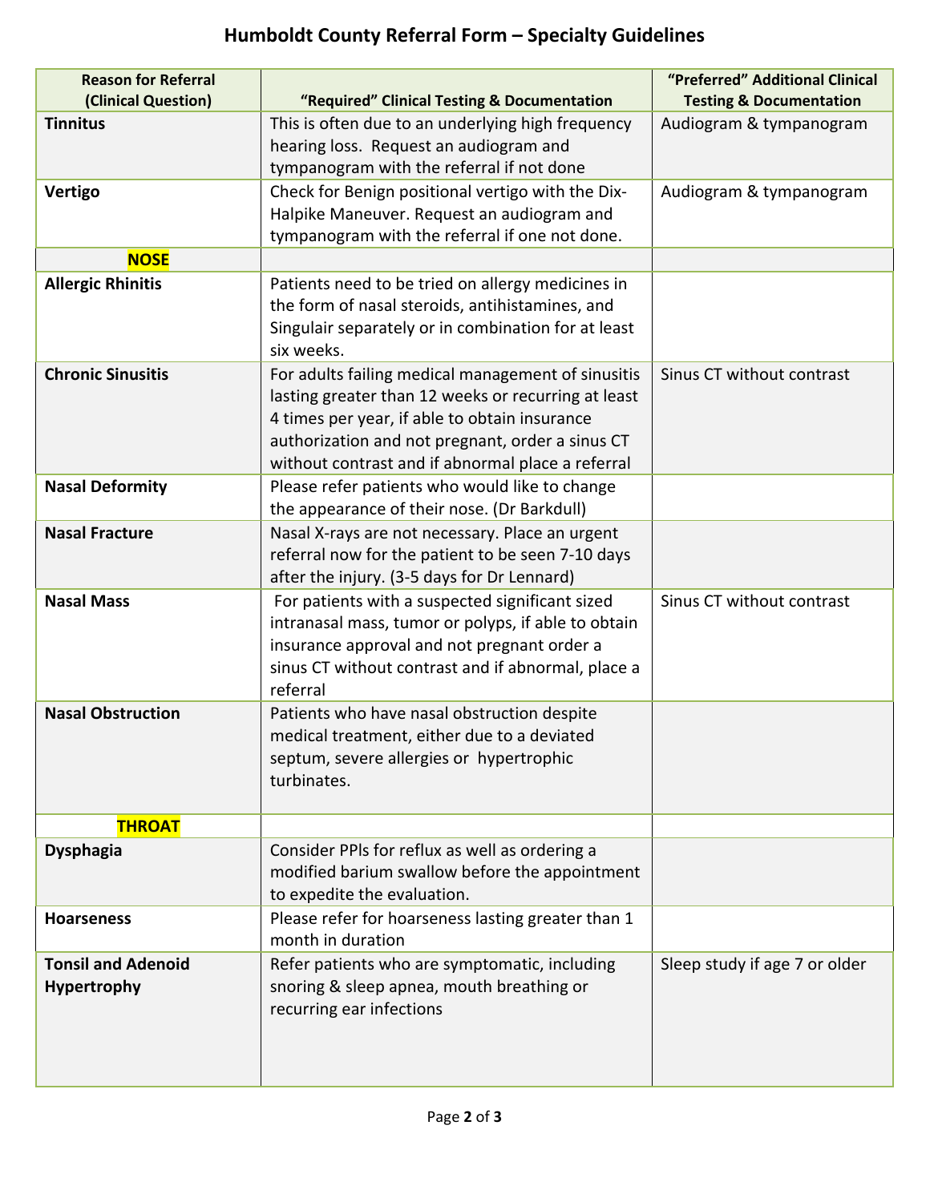# Humboldt County Referral Form – Specialty Guidelines

| Reason for Referral (Clinical Question) | "Required" Clinical Testing & Documentation | "Preferred" Additional Clinical Testing & Documentation |
|---|---|---|
| **Tinnitus** | This is often due to an underlying high frequency hearing loss. Request an audiogram and tympanogram with the referral if not done | Audiogram & tympanogram |
| **Vertigo** | Check for Benign positional vertigo with the Dix-Halpike Maneuver. Request an audiogram and tympanogram with the referral if one not done. | Audiogram & tympanogram |
| **NOSE** | | |
| **Allergic Rhinitis** | Patients need to be tried on allergy medicines in the form of nasal steroids, antihistamines, and Singulair separately or in combination for at least six weeks. | |
| **Chronic Sinusitis** | For adults failing medical management of sinusitis lasting greater than 12 weeks or recurring at least 4 times per year, if able to obtain insurance authorization and not pregnant, order a sinus CT without contrast and if abnormal place a referral | Sinus CT without contrast |
| **Nasal Deformity** | Please refer patients who would like to change the appearance of their nose. (Dr Barkdull) | |
| **Nasal Fracture** | Nasal X-rays are not necessary. Place an urgent referral now for the patient to be seen 7-10 days after the injury. (3-5 days for Dr Lennard) | |
| **Nasal Mass** | For patients with a suspected significant sized intranasal mass, tumor or polyps, if able to obtain insurance approval and not pregnant order a sinus CT without contrast and if abnormal, place a referral | Sinus CT without contrast |
| **Nasal Obstruction** | Patients who have nasal obstruction despite medical treatment, either due to a deviated septum, severe allergies or hypertrophic turbinates. | |
| **THROAT** | | |
| **Dysphagia** | Consider PPIs for reflux as well as ordering a modified barium swallow before the appointment to expedite the evaluation. | |
| **Hoarseness** | Please refer for hoarseness lasting greater than 1 month in duration | |
| **Tonsil and Adenoid Hypertrophy** | Refer patients who are symptomatic, including snoring & sleep apnea, mouth breathing or recurring ear infections | Sleep study if age 7 or older |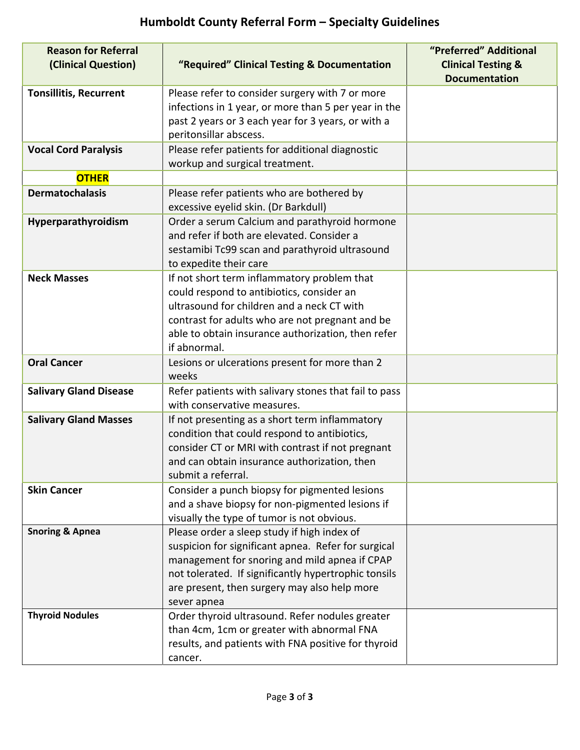# Humboldt County Referral Form – Specialty Guidelines

| Reason for Referral (Clinical Question) | "Required" Clinical Testing & Documentation | "Preferred" Additional Clinical Testing & Documentation |
|---|---|---|
| **Tonsillitis, Recurrent** | Please refer to consider surgery with 7 or more infections in 1 year, or more than 5 per year in the past 2 years or 3 each year for 3 years, or with a peritonsillar abscess. | |
| **Vocal Cord Paralysis** | Please refer patients for additional diagnostic workup and surgical treatment. | |
| **OTHER** | | |
| **Dermatochalasis** | Please refer patients who are bothered by excessive eyelid skin. (Dr Barkdull) | |
| **Hyperparathyroidism** | Order a serum Calcium and parathyroid hormone and refer if both are elevated. Consider a sestamibi Tc99 scan and parathyroid ultrasound to expedite their care | |
| **Neck Masses** | If not short term inflammatory problem that could respond to antibiotics, consider an ultrasound for children and a neck CT with contrast for adults who are not pregnant and be able to obtain insurance authorization, then refer if abnormal. | |
| **Oral Cancer** | Lesions or ulcerations present for more than 2 weeks | |
| **Salivary Gland Disease** | Refer patients with salivary stones that fail to pass with conservative measures. | |
| **Salivary Gland Masses** | If not presenting as a short term inflammatory condition that could respond to antibiotics, consider CT or MRI with contrast if not pregnant and can obtain insurance authorization, then submit a referral. | |
| **Skin Cancer** | Consider a punch biopsy for pigmented lesions and a shave biopsy for non-pigmented lesions if visually the type of tumor is not obvious. | |
| **Snoring & Apnea** | Please order a sleep study if high index of suspicion for significant apnea. Refer for surgical management for snoring and mild apnea if CPAP not tolerated. If significantly hypertrophic tonsils are present, then surgery may also help more sever apnea | |
| **Thyroid Nodules** | Order thyroid ultrasound. Refer nodules greater than 4cm, 1cm or greater with abnormal FNA results, and patients with FNA positive for thyroid cancer. | |